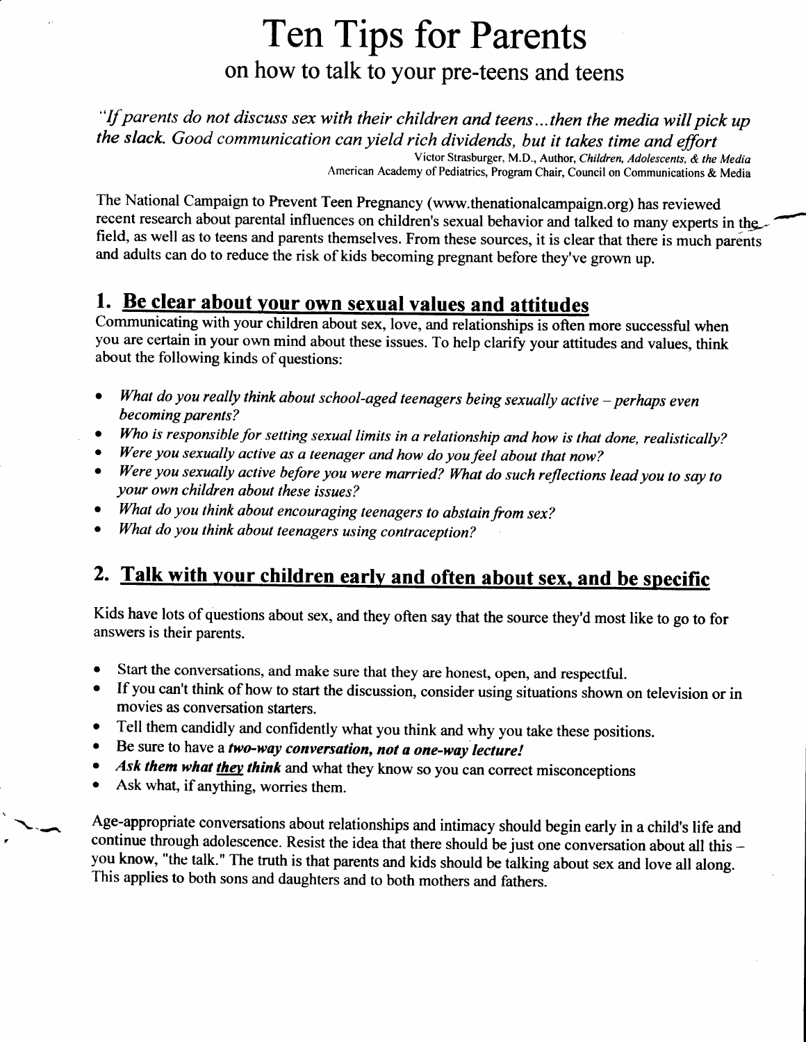# Ten Tips for Parents

## on how to talk to your pre-teens and teens

*"If parents do not discuss sex with their children and teens...then the media will pick up the slack. Good communication can yield rich dividends, but it takes time and effort*

Victor Strasburger, M.D., Author, *Children, Adolescents, & the Media*
American Academy of Pediatrics, Program Chair, Council on Communications & Media

The National Campaign to Prevent Teen Pregnancy (www.thenationalcampaign.org) has reviewed recent research about parental influences on children's sexual behavior and talked to many experts in the field, as well as to teens and parents themselves. From these sources, it is clear that there is much parents and adults can do to reduce the risk of kids becoming pregnant before they've grown up.

## 1. Be clear about your own sexual values and attitudes

Communicating with your children about sex, love, and relationships is often more successful when you are certain in your own mind about these issues. To help clarify your attitudes and values, think about the following kinds of questions:

- *What do you really think about school-aged teenagers being sexually active – perhaps even becoming parents?*
- *Who is responsible for setting sexual limits in a relationship and how is that done, realistically?*
- *Were you sexually active as a teenager and how do you feel about that now?*
- *Were you sexually active before you were married? What do such reflections lead you to say to your own children about these issues?*
- *What do you think about encouraging teenagers to abstain from sex?*
- *What do you think about teenagers using contraception?*

## 2. Talk with your children early and often about sex, and be specific

Kids have lots of questions about sex, and they often say that the source they'd most like to go to for answers is their parents.

- Start the conversations, and make sure that they are honest, open, and respectful.
- If you can't think of how to start the discussion, consider using situations shown on television or in movies as conversation starters.
- Tell them candidly and confidently what you think and why you take these positions.
- Be sure to have a ***two-way conversation, not a one-way lecture!***
- ***Ask them what they think*** and what they know so you can correct misconceptions
- Ask what, if anything, worries them.

Age-appropriate conversations about relationships and intimacy should begin early in a child's life and continue through adolescence. Resist the idea that there should be just one conversation about all this – you know, "the talk." The truth is that parents and kids should be talking about sex and love all along. This applies to both sons and daughters and to both mothers and fathers.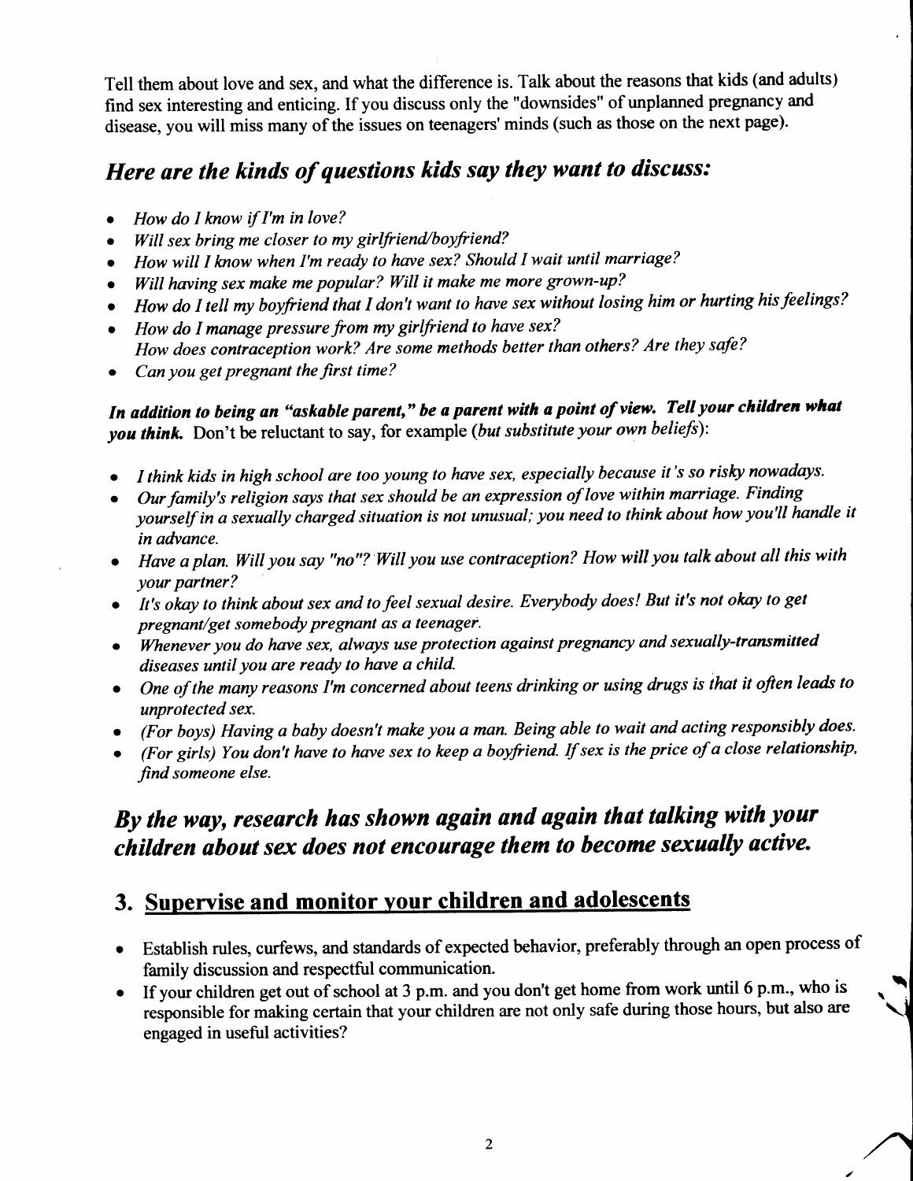Tell them about love and sex, and what the difference is. Talk about the reasons that kids (and adults) find sex interesting and enticing. If you discuss only the "downsides" of unplanned pregnancy and disease, you will miss many of the issues on teenagers' minds (such as those on the next page).

## *Here are the kinds of questions kids say they want to discuss:*

- *How do I know if I'm in love?*
- *Will sex bring me closer to my girlfriend/boyfriend?*
- *How will I know when I'm ready to have sex? Should I wait until marriage?*
- *Will having sex make me popular? Will it make me more grown-up?*
- *How do I tell my boyfriend that I don't want to have sex without losing him or hurting his feelings?*
- *How do I manage pressure from my girlfriend to have sex?*
  *How does contraception work? Are some methods better than others? Are they safe?*
- *Can you get pregnant the first time?*

***In addition to being an "askable parent," be a parent with a point of view. Tell your children what you think.*** Don't be reluctant to say, for example (*but substitute your own beliefs*):

- *I think kids in high school are too young to have sex, especially because it's so risky nowadays.*
- *Our family's religion says that sex should be an expression of love within marriage. Finding yourself in a sexually charged situation is not unusual; you need to think about how you'll handle it in advance.*
- *Have a plan. Will you say "no"? Will you use contraception? How will you talk about all this with your partner?*
- *It's okay to think about sex and to feel sexual desire. Everybody does! But it's not okay to get pregnant/get somebody pregnant as a teenager.*
- *Whenever you do have sex, always use protection against pregnancy and sexually-transmitted diseases until you are ready to have a child.*
- *One of the many reasons I'm concerned about teens drinking or using drugs is that it often leads to unprotected sex.*
- *(For boys) Having a baby doesn't make you a man. Being able to wait and acting responsibly does.*
- *(For girls) You don't have to have sex to keep a boyfriend. If sex is the price of a close relationship, find someone else.*

## *By the way, research has shown again and again that talking with your children about sex does not encourage them to become sexually active.*

## 3. <u>Supervise and monitor your children and adolescents</u>

- Establish rules, curfews, and standards of expected behavior, preferably through an open process of family discussion and respectful communication.
- If your children get out of school at 3 p.m. and you don't get home from work until 6 p.m., who is responsible for making certain that your children are not only safe during those hours, but also are engaged in useful activities?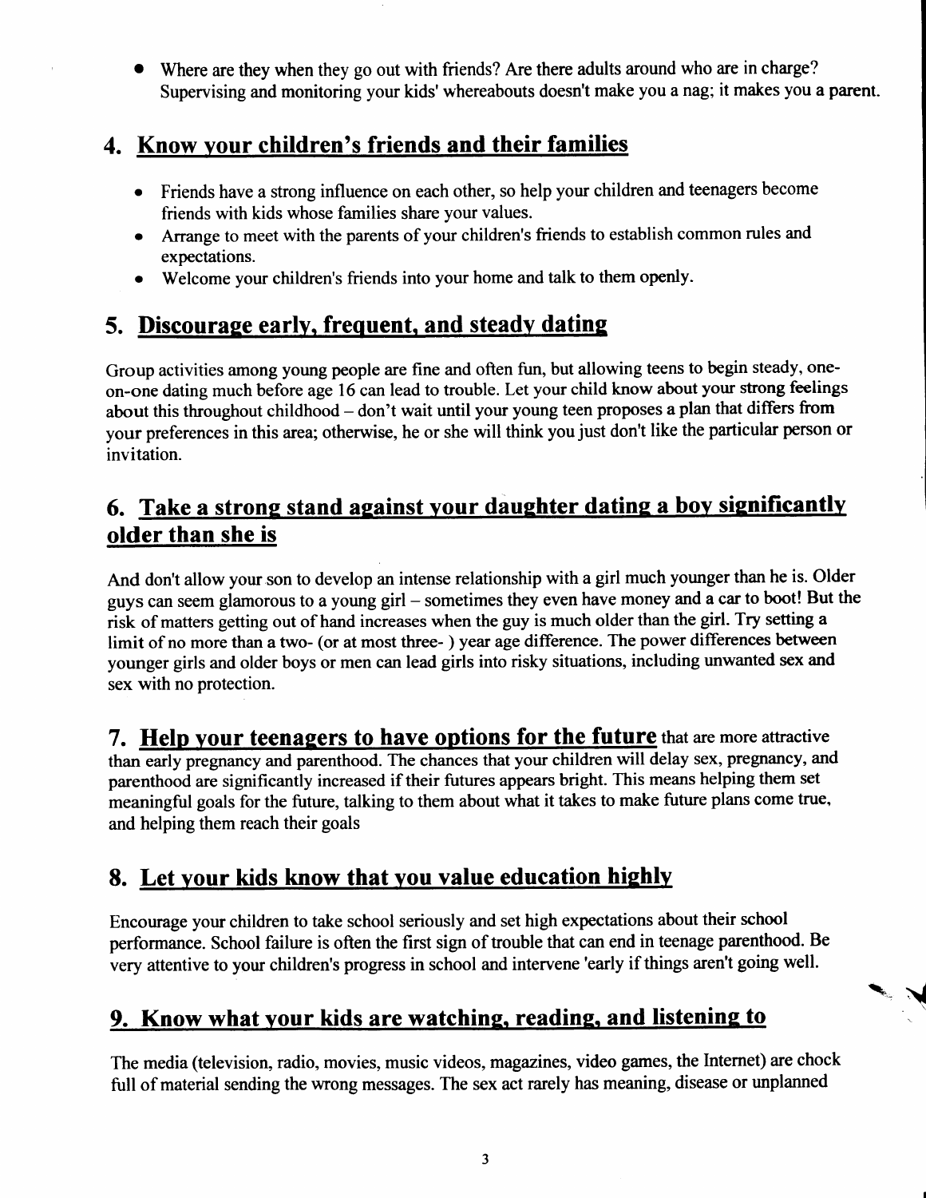- Where are they when they go out with friends? Are there adults around who are in charge? Supervising and monitoring your kids' whereabouts doesn't make you a nag; it makes you a parent.

## 4. Know your children's friends and their families

- Friends have a strong influence on each other, so help your children and teenagers become friends with kids whose families share your values.
- Arrange to meet with the parents of your children's friends to establish common rules and expectations.
- Welcome your children's friends into your home and talk to them openly.

## 5. Discourage early, frequent, and steady dating

Group activities among young people are fine and often fun, but allowing teens to begin steady, one-on-one dating much before age 16 can lead to trouble. Let your child know about your strong feelings about this throughout childhood – don't wait until your young teen proposes a plan that differs from your preferences in this area; otherwise, he or she will think you just don't like the particular person or invitation.

## 6. Take a strong stand against your daughter dating a boy significantly older than she is

And don't allow your son to develop an intense relationship with a girl much younger than he is. Older guys can seem glamorous to a young girl – sometimes they even have money and a car to boot! But the risk of matters getting out of hand increases when the guy is much older than the girl. Try setting a limit of no more than a two- (or at most three- ) year age difference. The power differences between younger girls and older boys or men can lead girls into risky situations, including unwanted sex and sex with no protection.

**7. Help your teenagers to have options for the future** that are more attractive than early pregnancy and parenthood. The chances that your children will delay sex, pregnancy, and parenthood are significantly increased if their futures appears bright. This means helping them set meaningful goals for the future, talking to them about what it takes to make future plans come true, and helping them reach their goals

## 8. Let your kids know that you value education highly

Encourage your children to take school seriously and set high expectations about their school performance. School failure is often the first sign of trouble that can end in teenage parenthood. Be very attentive to your children's progress in school and intervene 'early if things aren't going well.

## 9. Know what your kids are watching, reading, and listening to

The media (television, radio, movies, music videos, magazines, video games, the Internet) are chock full of material sending the wrong messages. The sex act rarely has meaning, disease or unplanned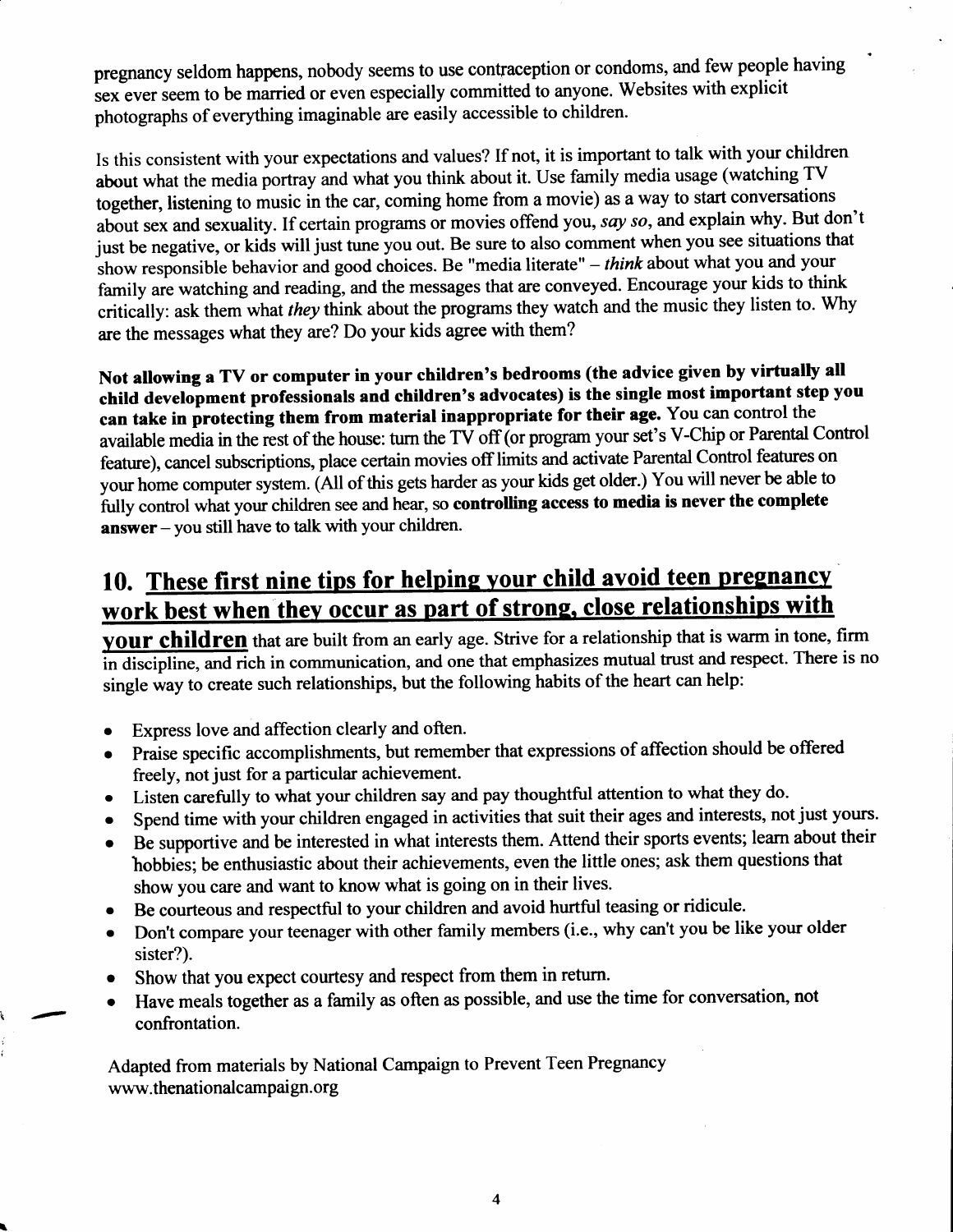pregnancy seldom happens, nobody seems to use contraception or condoms, and few people having sex ever seem to be married or even especially committed to anyone. Websites with explicit photographs of everything imaginable are easily accessible to children.

Is this consistent with your expectations and values? If not, it is important to talk with your children about what the media portray and what you think about it. Use family media usage (watching TV together, listening to music in the car, coming home from a movie) as a way to start conversations about sex and sexuality. If certain programs or movies offend you, *say so*, and explain why. But don't just be negative, or kids will just tune you out. Be sure to also comment when you see situations that show responsible behavior and good choices. Be "media literate" – *think* about what you and your family are watching and reading, and the messages that are conveyed. Encourage your kids to think critically: ask them what *they* think about the programs they watch and the music they listen to. Why are the messages what they are? Do your kids agree with them?

**Not allowing a TV or computer in your children's bedrooms (the advice given by virtually all child development professionals and children's advocates) is the single most important step you can take in protecting them from material inappropriate for their age.** You can control the available media in the rest of the house: turn the TV off (or program your set's V-Chip or Parental Control feature), cancel subscriptions, place certain movies off limits and activate Parental Control features on your home computer system. (All of this gets harder as your kids get older.) You will never be able to fully control what your children see and hear, so **controlling access to media is never the complete answer** – you still have to talk with your children.

## 10. These first nine tips for helping your child avoid teen pregnancy work best when they occur as part of strong, close relationships with your children

that are built from an early age. Strive for a relationship that is warm in tone, firm in discipline, and rich in communication, and one that emphasizes mutual trust and respect. There is no single way to create such relationships, but the following habits of the heart can help:

- Express love and affection clearly and often.
- Praise specific accomplishments, but remember that expressions of affection should be offered freely, not just for a particular achievement.
- Listen carefully to what your children say and pay thoughtful attention to what they do.
- Spend time with your children engaged in activities that suit their ages and interests, not just yours.
- Be supportive and be interested in what interests them. Attend their sports events; learn about their hobbies; be enthusiastic about their achievements, even the little ones; ask them questions that show you care and want to know what is going on in their lives.
- Be courteous and respectful to your children and avoid hurtful teasing or ridicule.
- Don't compare your teenager with other family members (i.e., why can't you be like your older sister?).
- Show that you expect courtesy and respect from them in return.
- Have meals together as a family as often as possible, and use the time for conversation, not confrontation.

Adapted from materials by National Campaign to Prevent Teen Pregnancy
www.thenationalcampaign.org